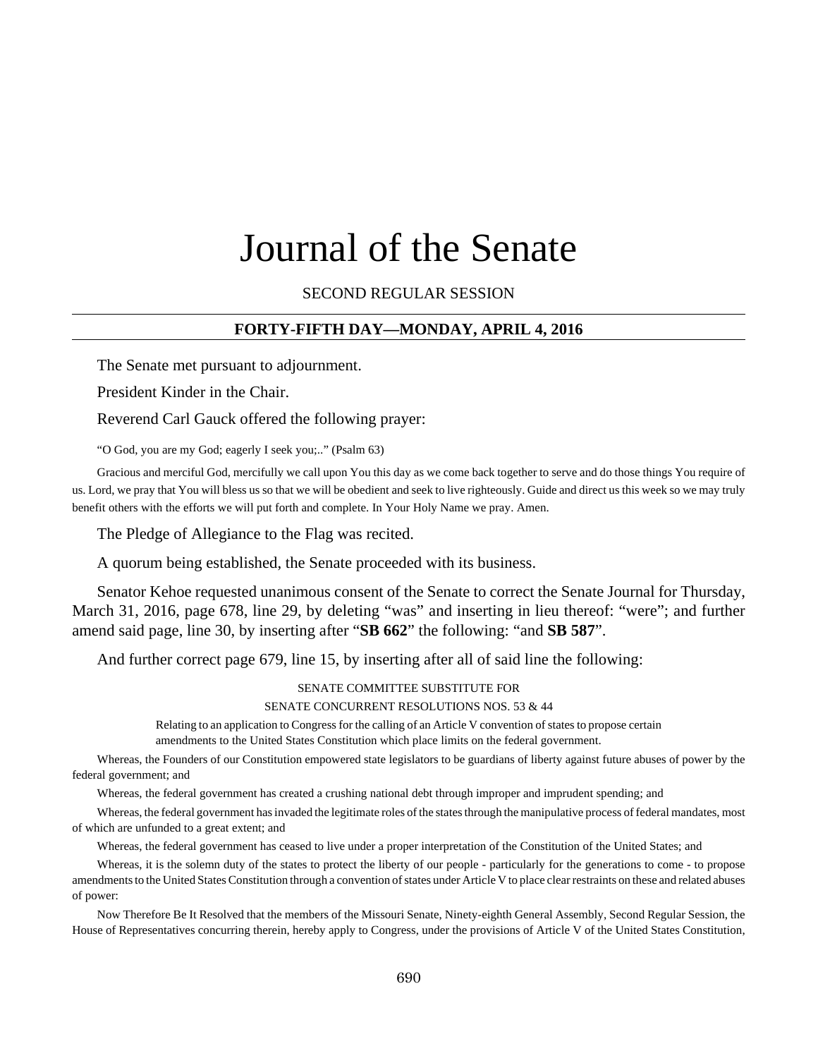# Journal of the Senate

SECOND REGULAR SESSION

**FORTY-FIFTH DAY—MONDAY, APRIL 4, 2016**

The Senate met pursuant to adjournment.

President Kinder in the Chair.

Reverend Carl Gauck offered the following prayer:

"O God, you are my God; eagerly I seek you;.." (Psalm 63)

Gracious and merciful God, mercifully we call upon You this day as we come back together to serve and do those things You require of us. Lord, we pray that You will bless us so that we will be obedient and seek to live righteously. Guide and direct us this week so we may truly benefit others with the efforts we will put forth and complete. In Your Holy Name we pray. Amen.

The Pledge of Allegiance to the Flag was recited.

A quorum being established, the Senate proceeded with its business.

Senator Kehoe requested unanimous consent of the Senate to correct the Senate Journal for Thursday, March 31, 2016, page 678, line 29, by deleting "was" and inserting in lieu thereof: "were"; and further amend said page, line 30, by inserting after "**SB 662**" the following: "and **SB 587**".

And further correct page 679, line 15, by inserting after all of said line the following:

SENATE COMMITTEE SUBSTITUTE FOR

SENATE CONCURRENT RESOLUTIONS NOS. 53 & 44

Relating to an application to Congress for the calling of an Article V convention of states to propose certain amendments to the United States Constitution which place limits on the federal government.

Whereas, the Founders of our Constitution empowered state legislators to be guardians of liberty against future abuses of power by the federal government; and

Whereas, the federal government has created a crushing national debt through improper and imprudent spending; and

Whereas, the federal government has invaded the legitimate roles of the states through the manipulative process of federal mandates, most of which are unfunded to a great extent; and

Whereas, the federal government has ceased to live under a proper interpretation of the Constitution of the United States; and

Whereas, it is the solemn duty of the states to protect the liberty of our people - particularly for the generations to come - to propose amendments to the United States Constitution through a convention of states under Article V to place clear restraints on these and related abuses of power:

Now Therefore Be It Resolved that the members of the Missouri Senate, Ninety-eighth General Assembly, Second Regular Session, the House of Representatives concurring therein, hereby apply to Congress, under the provisions of Article V of the United States Constitution,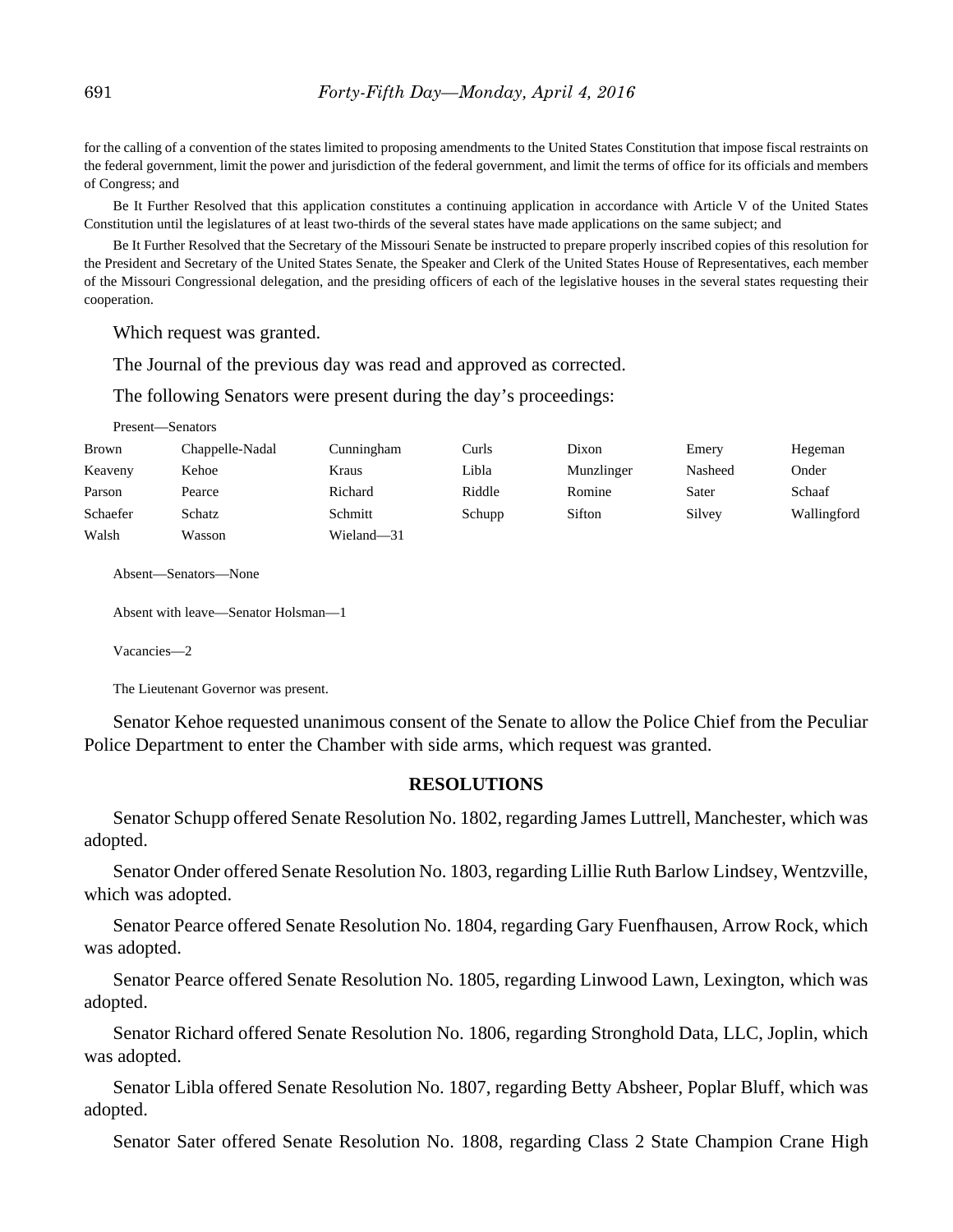for the calling of a convention of the states limited to proposing amendments to the United States Constitution that impose fiscal restraints on the federal government, limit the power and jurisdiction of the federal government, and limit the terms of office for its officials and members of Congress; and

Be It Further Resolved that this application constitutes a continuing application in accordance with Article V of the United States Constitution until the legislatures of at least two-thirds of the several states have made applications on the same subject; and

Be It Further Resolved that the Secretary of the Missouri Senate be instructed to prepare properly inscribed copies of this resolution for the President and Secretary of the United States Senate, the Speaker and Clerk of the United States House of Representatives, each member of the Missouri Congressional delegation, and the presiding officers of each of the legislative houses in the several states requesting their cooperation.

Which request was granted.

The Journal of the previous day was read and approved as corrected.

The following Senators were present during the day's proceedings:

Present—Senators

| | | | | | | |
|---|---|---|---|---|---|---|
| Brown | Chappelle-Nadal | Cunningham | Curls | Dixon | Emery | Hegeman |
| Keaveny | Kehoe | Kraus | Libla | Munzlinger | Nasheed | Onder |
| Parson | Pearce | Richard | Riddle | Romine | Sater | Schaaf |
| Schaefer | Schatz | Schmitt | Schupp | Sifton | Silvey | Wallingford |
| Walsh | Wasson | Wieland—31 | | | | |

Absent—Senators—None

Absent with leave—Senator Holsman—1

Vacancies—2

The Lieutenant Governor was present.

Senator Kehoe requested unanimous consent of the Senate to allow the Police Chief from the Peculiar Police Department to enter the Chamber with side arms, which request was granted.

## RESOLUTIONS

Senator Schupp offered Senate Resolution No. 1802, regarding James Luttrell, Manchester, which was adopted.

Senator Onder offered Senate Resolution No. 1803, regarding Lillie Ruth Barlow Lindsey, Wentzville, which was adopted.

Senator Pearce offered Senate Resolution No. 1804, regarding Gary Fuenfhausen, Arrow Rock, which was adopted.

Senator Pearce offered Senate Resolution No. 1805, regarding Linwood Lawn, Lexington, which was adopted.

Senator Richard offered Senate Resolution No. 1806, regarding Stronghold Data, LLC, Joplin, which was adopted.

Senator Libla offered Senate Resolution No. 1807, regarding Betty Absheer, Poplar Bluff, which was adopted.

Senator Sater offered Senate Resolution No. 1808, regarding Class 2 State Champion Crane High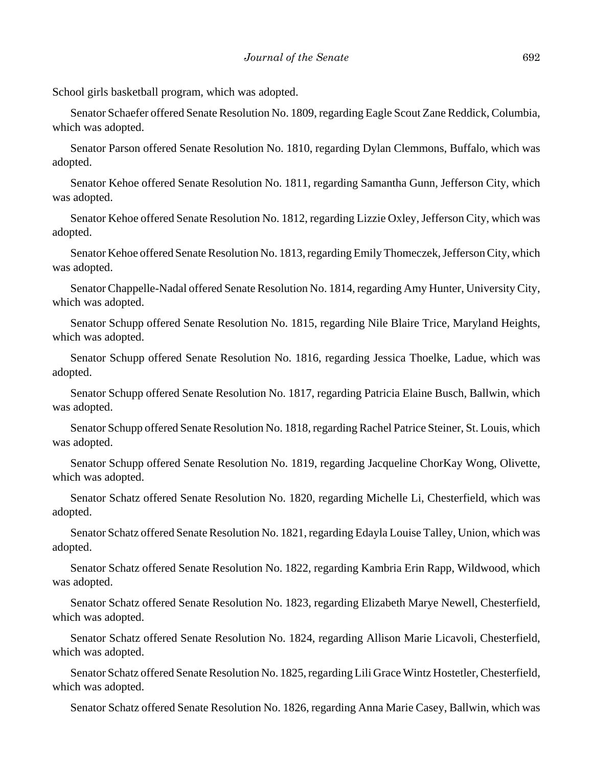School girls basketball program, which was adopted.

Senator Schaefer offered Senate Resolution No. 1809, regarding Eagle Scout Zane Reddick, Columbia, which was adopted.

Senator Parson offered Senate Resolution No. 1810, regarding Dylan Clemmons, Buffalo, which was adopted.

Senator Kehoe offered Senate Resolution No. 1811, regarding Samantha Gunn, Jefferson City, which was adopted.

Senator Kehoe offered Senate Resolution No. 1812, regarding Lizzie Oxley, Jefferson City, which was adopted.

Senator Kehoe offered Senate Resolution No. 1813, regarding Emily Thomeczek, Jefferson City, which was adopted.

Senator Chappelle-Nadal offered Senate Resolution No. 1814, regarding Amy Hunter, University City, which was adopted.

Senator Schupp offered Senate Resolution No. 1815, regarding Nile Blaire Trice, Maryland Heights, which was adopted.

Senator Schupp offered Senate Resolution No. 1816, regarding Jessica Thoelke, Ladue, which was adopted.

Senator Schupp offered Senate Resolution No. 1817, regarding Patricia Elaine Busch, Ballwin, which was adopted.

Senator Schupp offered Senate Resolution No. 1818, regarding Rachel Patrice Steiner, St. Louis, which was adopted.

Senator Schupp offered Senate Resolution No. 1819, regarding Jacqueline ChorKay Wong, Olivette, which was adopted.

Senator Schatz offered Senate Resolution No. 1820, regarding Michelle Li, Chesterfield, which was adopted.

Senator Schatz offered Senate Resolution No. 1821, regarding Edayla Louise Talley, Union, which was adopted.

Senator Schatz offered Senate Resolution No. 1822, regarding Kambria Erin Rapp, Wildwood, which was adopted.

Senator Schatz offered Senate Resolution No. 1823, regarding Elizabeth Marye Newell, Chesterfield, which was adopted.

Senator Schatz offered Senate Resolution No. 1824, regarding Allison Marie Licavoli, Chesterfield, which was adopted.

Senator Schatz offered Senate Resolution No. 1825, regarding Lili Grace Wintz Hostetler, Chesterfield, which was adopted.

Senator Schatz offered Senate Resolution No. 1826, regarding Anna Marie Casey, Ballwin, which was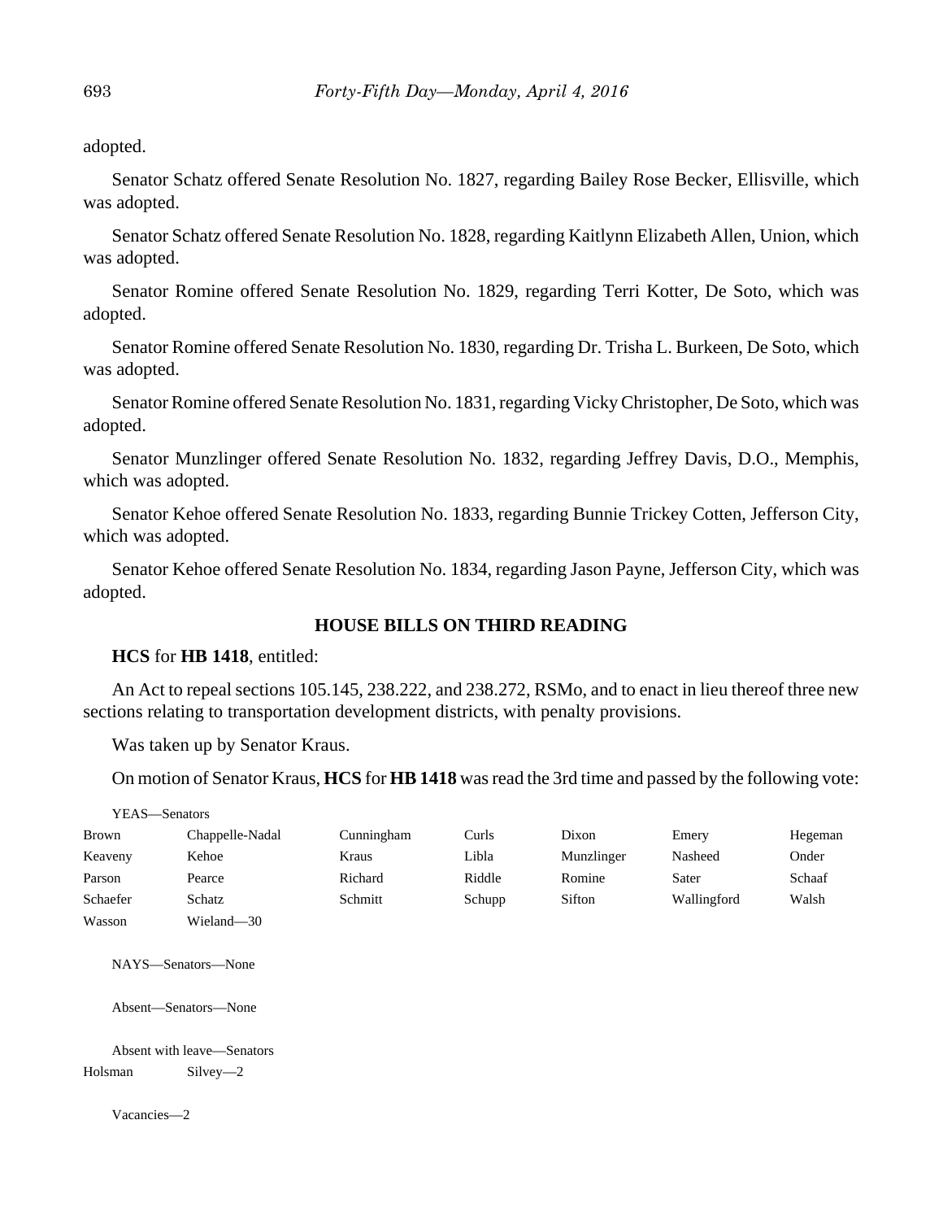adopted.

Senator Schatz offered Senate Resolution No. 1827, regarding Bailey Rose Becker, Ellisville, which was adopted.

Senator Schatz offered Senate Resolution No. 1828, regarding Kaitlynn Elizabeth Allen, Union, which was adopted.

Senator Romine offered Senate Resolution No. 1829, regarding Terri Kotter, De Soto, which was adopted.

Senator Romine offered Senate Resolution No. 1830, regarding Dr. Trisha L. Burkeen, De Soto, which was adopted.

Senator Romine offered Senate Resolution No. 1831, regarding Vicky Christopher, De Soto, which was adopted.

Senator Munzlinger offered Senate Resolution No. 1832, regarding Jeffrey Davis, D.O., Memphis, which was adopted.

Senator Kehoe offered Senate Resolution No. 1833, regarding Bunnie Trickey Cotten, Jefferson City, which was adopted.

Senator Kehoe offered Senate Resolution No. 1834, regarding Jason Payne, Jefferson City, which was adopted.

## HOUSE BILLS ON THIRD READING

**HCS** for **HB 1418**, entitled:

An Act to repeal sections 105.145, 238.222, and 238.272, RSMo, and to enact in lieu thereof three new sections relating to transportation development districts, with penalty provisions.

Was taken up by Senator Kraus.

On motion of Senator Kraus, **HCS** for **HB 1418** was read the 3rd time and passed by the following vote:

YEAS—Senators

| | | | | | | |
|---|---|---|---|---|---|---|
| Brown | Chappelle-Nadal | Cunningham | Curls | Dixon | Emery | Hegeman |
| Keaveny | Kehoe | Kraus | Libla | Munzlinger | Nasheed | Onder |
| Parson | Pearce | Richard | Riddle | Romine | Sater | Schaaf |
| Schaefer | Schatz | Schmitt | Schupp | Sifton | Wallingford | Walsh |
| Wasson | Wieland—30 | | | | | |

NAYS—Senators—None

Absent—Senators—None

Absent with leave—Senators

Holsman Silvey—2

Vacancies—2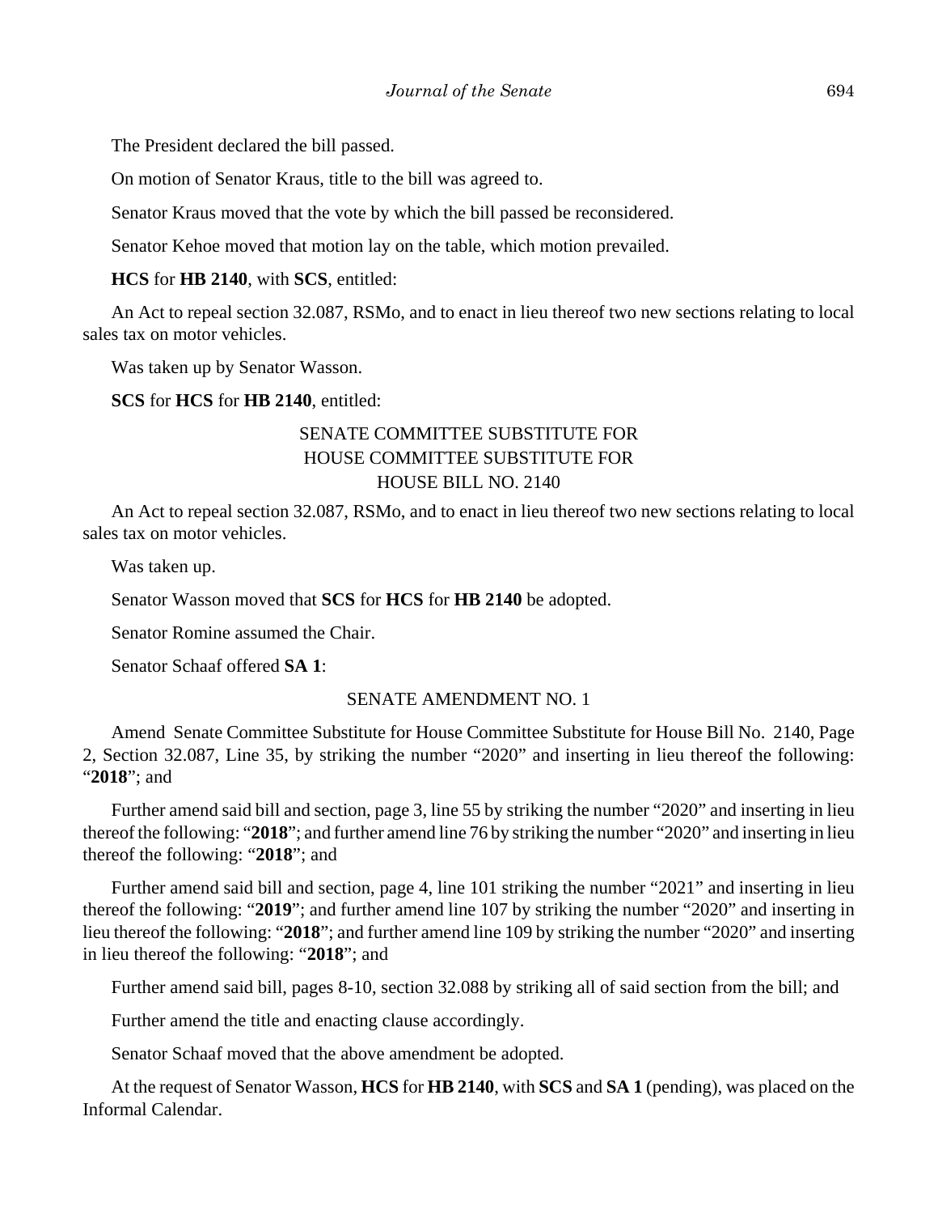The President declared the bill passed.

On motion of Senator Kraus, title to the bill was agreed to.

Senator Kraus moved that the vote by which the bill passed be reconsidered.

Senator Kehoe moved that motion lay on the table, which motion prevailed.

**HCS** for **HB 2140**, with **SCS**, entitled:

An Act to repeal section 32.087, RSMo, and to enact in lieu thereof two new sections relating to local sales tax on motor vehicles.

Was taken up by Senator Wasson.

**SCS** for **HCS** for **HB 2140**, entitled:

SENATE COMMITTEE SUBSTITUTE FOR
HOUSE COMMITTEE SUBSTITUTE FOR
HOUSE BILL NO. 2140

An Act to repeal section 32.087, RSMo, and to enact in lieu thereof two new sections relating to local sales tax on motor vehicles.

Was taken up.

Senator Wasson moved that **SCS** for **HCS** for **HB 2140** be adopted.

Senator Romine assumed the Chair.

Senator Schaaf offered **SA 1**:

SENATE AMENDMENT NO. 1

Amend Senate Committee Substitute for House Committee Substitute for House Bill No. 2140, Page 2, Section 32.087, Line 35, by striking the number "2020" and inserting in lieu thereof the following: "**2018**"; and

Further amend said bill and section, page 3, line 55 by striking the number "2020" and inserting in lieu thereof the following: "**2018**"; and further amend line 76 by striking the number "2020" and inserting in lieu thereof the following: "**2018**"; and

Further amend said bill and section, page 4, line 101 striking the number "2021" and inserting in lieu thereof the following: "**2019**"; and further amend line 107 by striking the number "2020" and inserting in lieu thereof the following: "**2018**"; and further amend line 109 by striking the number "2020" and inserting in lieu thereof the following: "**2018**"; and

Further amend said bill, pages 8-10, section 32.088 by striking all of said section from the bill; and

Further amend the title and enacting clause accordingly.

Senator Schaaf moved that the above amendment be adopted.

At the request of Senator Wasson, **HCS** for **HB 2140**, with **SCS** and **SA 1** (pending), was placed on the Informal Calendar.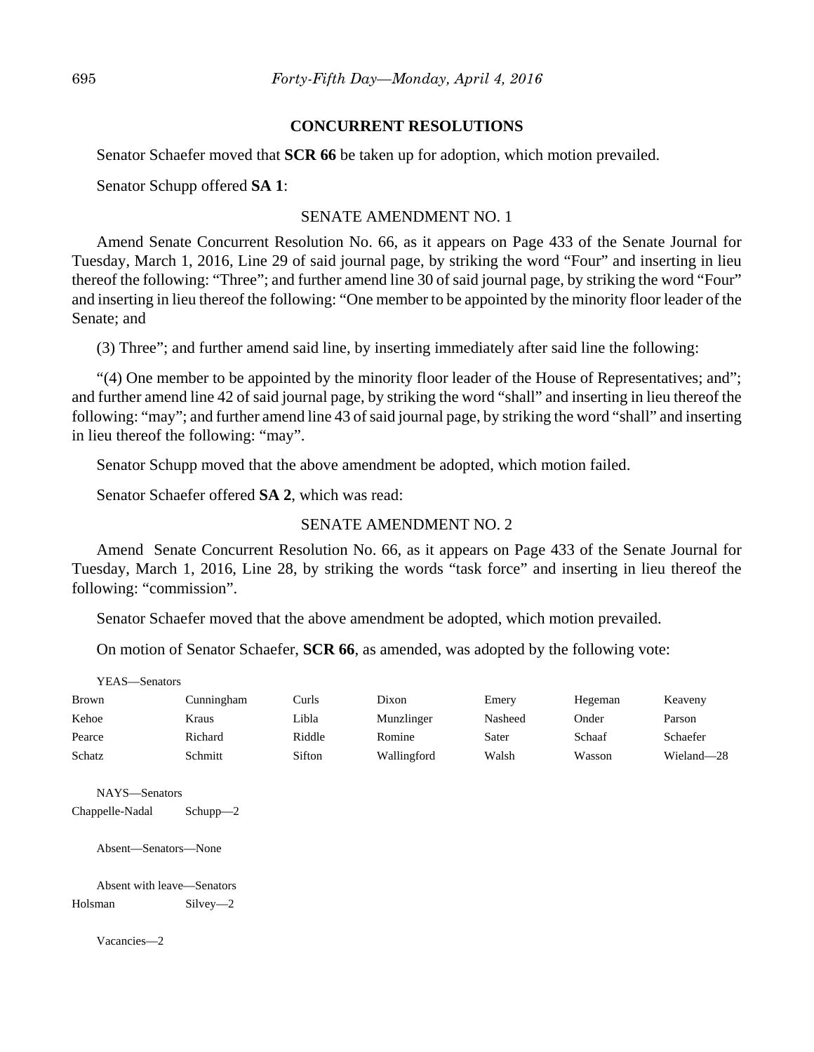## CONCURRENT RESOLUTIONS

Senator Schaefer moved that **SCR 66** be taken up for adoption, which motion prevailed.

Senator Schupp offered **SA 1**:

SENATE AMENDMENT NO. 1

Amend Senate Concurrent Resolution No. 66, as it appears on Page 433 of the Senate Journal for Tuesday, March 1, 2016, Line 29 of said journal page, by striking the word "Four" and inserting in lieu thereof the following: "Three"; and further amend line 30 of said journal page, by striking the word "Four" and inserting in lieu thereof the following: "One member to be appointed by the minority floor leader of the Senate; and

(3) Three"; and further amend said line, by inserting immediately after said line the following:

"(4) One member to be appointed by the minority floor leader of the House of Representatives; and"; and further amend line 42 of said journal page, by striking the word "shall" and inserting in lieu thereof the following: "may"; and further amend line 43 of said journal page, by striking the word "shall" and inserting in lieu thereof the following: "may".

Senator Schupp moved that the above amendment be adopted, which motion failed.

Senator Schaefer offered **SA 2**, which was read:

SENATE AMENDMENT NO. 2

Amend Senate Concurrent Resolution No. 66, as it appears on Page 433 of the Senate Journal for Tuesday, March 1, 2016, Line 28, by striking the words "task force" and inserting in lieu thereof the following: "commission".

Senator Schaefer moved that the above amendment be adopted, which motion prevailed.

On motion of Senator Schaefer, **SCR 66**, as amended, was adopted by the following vote:

YEAS—Senators

| | | | | | | |
|---|---|---|---|---|---|---|
| Brown | Cunningham | Curls | Dixon | Emery | Hegeman | Keaveny |
| Kehoe | Kraus | Libla | Munzlinger | Nasheed | Onder | Parson |
| Pearce | Richard | Riddle | Romine | Sater | Schaaf | Schaefer |
| Schatz | Schmitt | Sifton | Wallingford | Walsh | Wasson | Wieland—28 |

NAYS—Senators

Chappelle-Nadal Schupp—2

Absent—Senators—None

Absent with leave—Senators

Holsman Silvey—2

Vacancies—2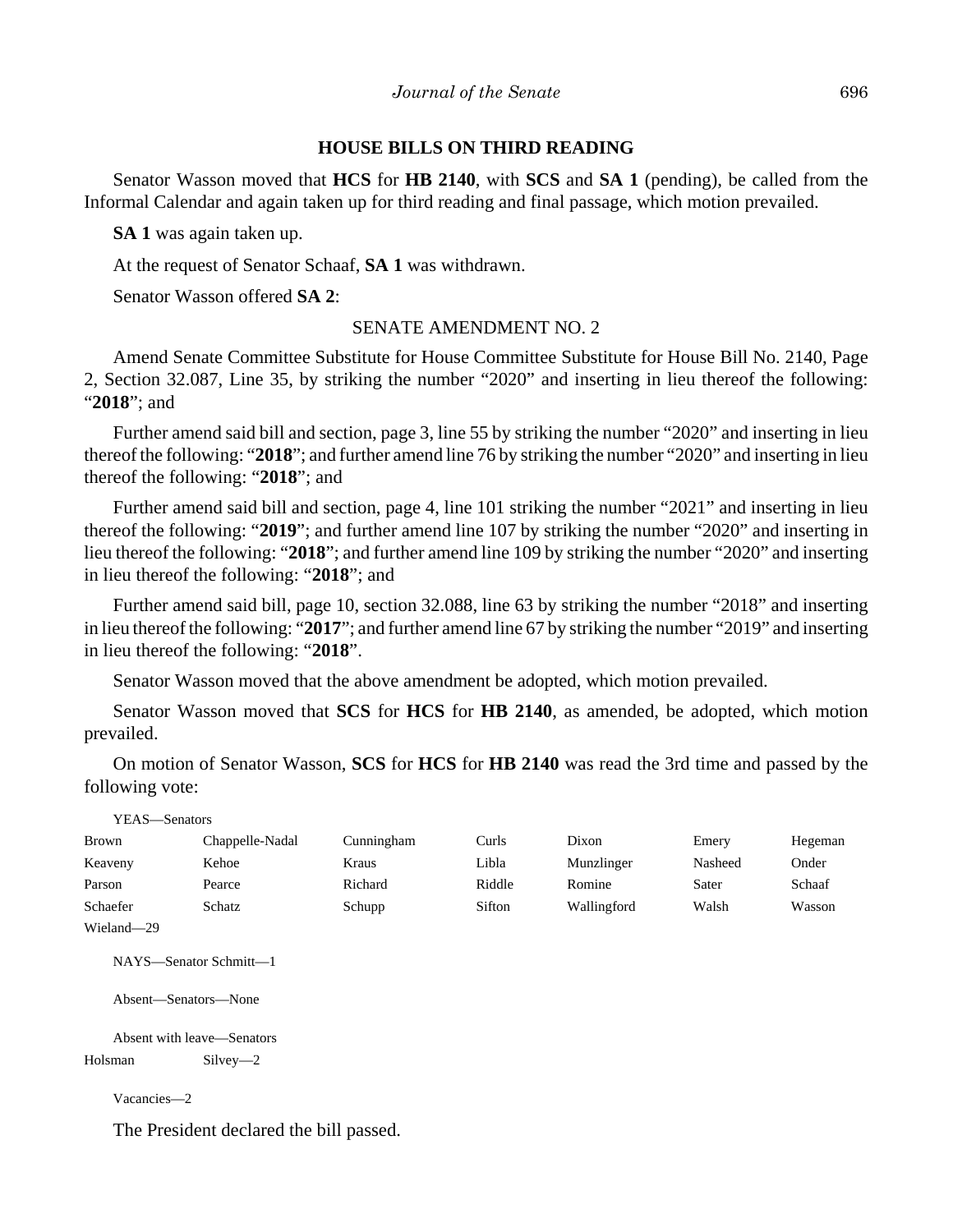## HOUSE BILLS ON THIRD READING

Senator Wasson moved that **HCS** for **HB 2140**, with **SCS** and **SA 1** (pending), be called from the Informal Calendar and again taken up for third reading and final passage, which motion prevailed.

**SA 1** was again taken up.

At the request of Senator Schaaf, **SA 1** was withdrawn.

Senator Wasson offered **SA 2**:

SENATE AMENDMENT NO. 2

Amend Senate Committee Substitute for House Committee Substitute for House Bill No. 2140, Page 2, Section 32.087, Line 35, by striking the number "2020" and inserting in lieu thereof the following: "**2018**"; and

Further amend said bill and section, page 3, line 55 by striking the number "2020" and inserting in lieu thereof the following: "**2018**"; and further amend line 76 by striking the number "2020" and inserting in lieu thereof the following: "**2018**"; and

Further amend said bill and section, page 4, line 101 striking the number "2021" and inserting in lieu thereof the following: "**2019**"; and further amend line 107 by striking the number "2020" and inserting in lieu thereof the following: "**2018**"; and further amend line 109 by striking the number "2020" and inserting in lieu thereof the following: "**2018**"; and

Further amend said bill, page 10, section 32.088, line 63 by striking the number "2018" and inserting in lieu thereof the following: "**2017**"; and further amend line 67 by striking the number "2019" and inserting in lieu thereof the following: "**2018**".

Senator Wasson moved that the above amendment be adopted, which motion prevailed.

Senator Wasson moved that **SCS** for **HCS** for **HB 2140**, as amended, be adopted, which motion prevailed.

On motion of Senator Wasson, **SCS** for **HCS** for **HB 2140** was read the 3rd time and passed by the following vote:

YEAS—Senators

| | | | | | | |
|---|---|---|---|---|---|---|
| Brown | Chappelle-Nadal | Cunningham | Curls | Dixon | Emery | Hegeman |
| Keaveny | Kehoe | Kraus | Libla | Munzlinger | Nasheed | Onder |
| Parson | Pearce | Richard | Riddle | Romine | Sater | Schaaf |
| Schaefer | Schatz | Schupp | Sifton | Wallingford | Walsh | Wasson |
| Wieland—29 | | | | | | |

NAYS—Senator Schmitt—1

Absent—Senators—None

Absent with leave—Senators

Holsman Silvey—2

Vacancies—2

The President declared the bill passed.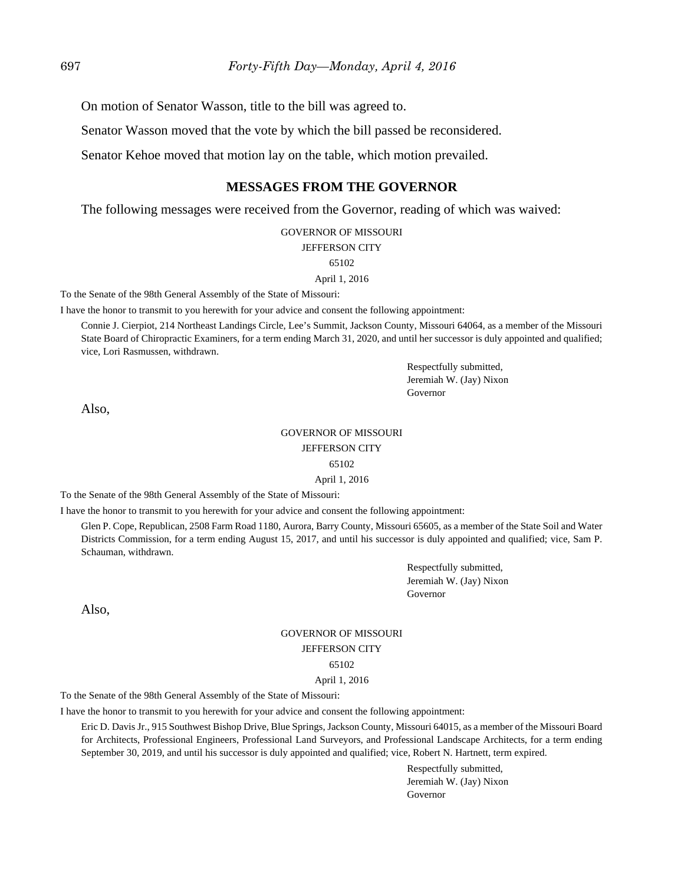On motion of Senator Wasson, title to the bill was agreed to.

Senator Wasson moved that the vote by which the bill passed be reconsidered.

Senator Kehoe moved that motion lay on the table, which motion prevailed.

## MESSAGES FROM THE GOVERNOR

The following messages were received from the Governor, reading of which was waived:

GOVERNOR OF MISSOURI
JEFFERSON CITY
65102
April 1, 2016

To the Senate of the 98th General Assembly of the State of Missouri:

I have the honor to transmit to you herewith for your advice and consent the following appointment:

Connie J. Cierpiot, 214 Northeast Landings Circle, Lee's Summit, Jackson County, Missouri 64064, as a member of the Missouri State Board of Chiropractic Examiners, for a term ending March 31, 2020, and until her successor is duly appointed and qualified; vice, Lori Rasmussen, withdrawn.

Respectfully submitted,
Jeremiah W. (Jay) Nixon
Governor

Also,

GOVERNOR OF MISSOURI
JEFFERSON CITY
65102
April 1, 2016

To the Senate of the 98th General Assembly of the State of Missouri:

I have the honor to transmit to you herewith for your advice and consent the following appointment:

Glen P. Cope, Republican, 2508 Farm Road 1180, Aurora, Barry County, Missouri 65605, as a member of the State Soil and Water Districts Commission, for a term ending August 15, 2017, and until his successor is duly appointed and qualified; vice, Sam P. Schauman, withdrawn.

Respectfully submitted,
Jeremiah W. (Jay) Nixon
Governor

Also,

GOVERNOR OF MISSOURI
JEFFERSON CITY
65102
April 1, 2016

To the Senate of the 98th General Assembly of the State of Missouri:

I have the honor to transmit to you herewith for your advice and consent the following appointment:

Eric D. Davis Jr., 915 Southwest Bishop Drive, Blue Springs, Jackson County, Missouri 64015, as a member of the Missouri Board for Architects, Professional Engineers, Professional Land Surveyors, and Professional Landscape Architects, for a term ending September 30, 2019, and until his successor is duly appointed and qualified; vice, Robert N. Hartnett, term expired.

Respectfully submitted,
Jeremiah W. (Jay) Nixon
Governor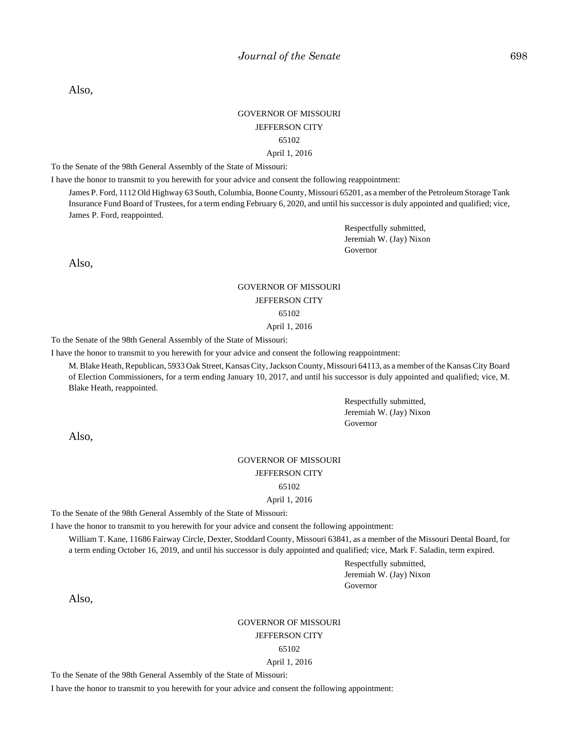Also,

GOVERNOR OF MISSOURI

JEFFERSON CITY

65102

April 1, 2016

To the Senate of the 98th General Assembly of the State of Missouri:

I have the honor to transmit to you herewith for your advice and consent the following reappointment:

James P. Ford, 1112 Old Highway 63 South, Columbia, Boone County, Missouri 65201, as a member of the Petroleum Storage Tank Insurance Fund Board of Trustees, for a term ending February 6, 2020, and until his successor is duly appointed and qualified; vice, James P. Ford, reappointed.

Respectfully submitted,
Jeremiah W. (Jay) Nixon
Governor

Also,

GOVERNOR OF MISSOURI

JEFFERSON CITY

65102

April 1, 2016

To the Senate of the 98th General Assembly of the State of Missouri:

I have the honor to transmit to you herewith for your advice and consent the following reappointment:

M. Blake Heath, Republican, 5933 Oak Street, Kansas City, Jackson County, Missouri 64113, as a member of the Kansas City Board of Election Commissioners, for a term ending January 10, 2017, and until his successor is duly appointed and qualified; vice, M. Blake Heath, reappointed.

Respectfully submitted,
Jeremiah W. (Jay) Nixon
Governor

Also,

GOVERNOR OF MISSOURI

JEFFERSON CITY

65102

April 1, 2016

To the Senate of the 98th General Assembly of the State of Missouri:

I have the honor to transmit to you herewith for your advice and consent the following appointment:

William T. Kane, 11686 Fairway Circle, Dexter, Stoddard County, Missouri 63841, as a member of the Missouri Dental Board, for a term ending October 16, 2019, and until his successor is duly appointed and qualified; vice, Mark F. Saladin, term expired.

Respectfully submitted,
Jeremiah W. (Jay) Nixon
Governor

Also,

GOVERNOR OF MISSOURI

JEFFERSON CITY

65102

April 1, 2016

To the Senate of the 98th General Assembly of the State of Missouri:

I have the honor to transmit to you herewith for your advice and consent the following appointment: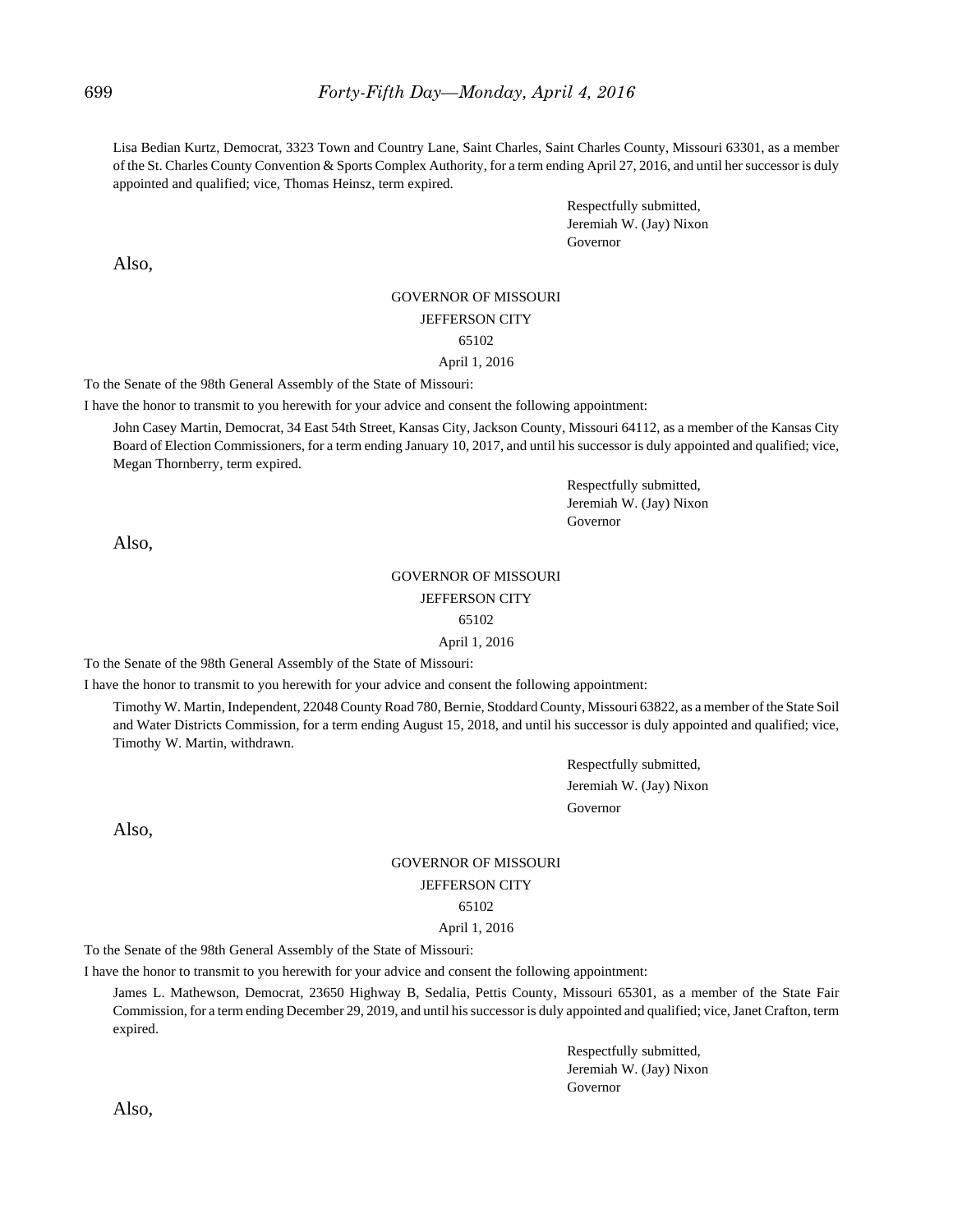Lisa Bedian Kurtz, Democrat, 3323 Town and Country Lane, Saint Charles, Saint Charles County, Missouri 63301, as a member of the St. Charles County Convention & Sports Complex Authority, for a term ending April 27, 2016, and until her successor is duly appointed and qualified; vice, Thomas Heinsz, term expired.

Respectfully submitted,
Jeremiah W. (Jay) Nixon
Governor

Also,

GOVERNOR OF MISSOURI
JEFFERSON CITY
65102
April 1, 2016

To the Senate of the 98th General Assembly of the State of Missouri:

I have the honor to transmit to you herewith for your advice and consent the following appointment:

John Casey Martin, Democrat, 34 East 54th Street, Kansas City, Jackson County, Missouri 64112, as a member of the Kansas City Board of Election Commissioners, for a term ending January 10, 2017, and until his successor is duly appointed and qualified; vice, Megan Thornberry, term expired.

Respectfully submitted,
Jeremiah W. (Jay) Nixon
Governor

Also,

GOVERNOR OF MISSOURI
JEFFERSON CITY
65102
April 1, 2016

To the Senate of the 98th General Assembly of the State of Missouri:

I have the honor to transmit to you herewith for your advice and consent the following appointment:

Timothy W. Martin, Independent, 22048 County Road 780, Bernie, Stoddard County, Missouri 63822, as a member of the State Soil and Water Districts Commission, for a term ending August 15, 2018, and until his successor is duly appointed and qualified; vice, Timothy W. Martin, withdrawn.

Respectfully submitted,
Jeremiah W. (Jay) Nixon
Governor

Also,

GOVERNOR OF MISSOURI
JEFFERSON CITY
65102
April 1, 2016

To the Senate of the 98th General Assembly of the State of Missouri:

I have the honor to transmit to you herewith for your advice and consent the following appointment:

James L. Mathewson, Democrat, 23650 Highway B, Sedalia, Pettis County, Missouri 65301, as a member of the State Fair Commission, for a term ending December 29, 2019, and until his successor is duly appointed and qualified; vice, Janet Crafton, term expired.

Respectfully submitted,
Jeremiah W. (Jay) Nixon
Governor

Also,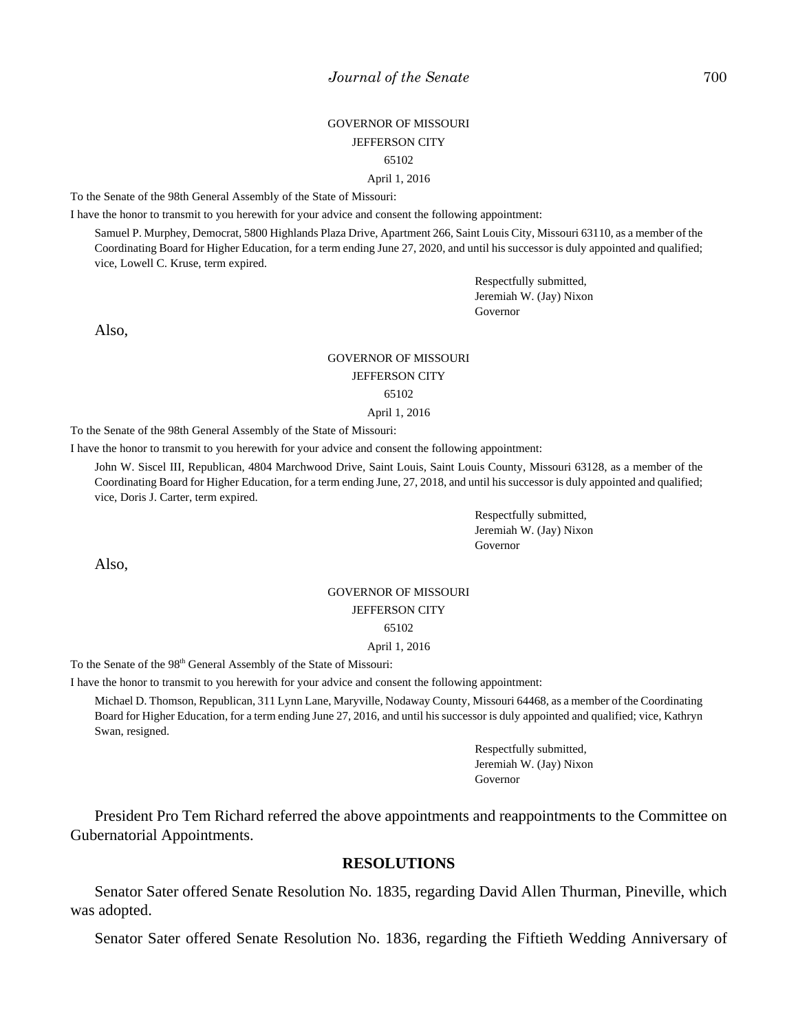GOVERNOR OF MISSOURI

JEFFERSON CITY

65102

April 1, 2016

To the Senate of the 98th General Assembly of the State of Missouri:

I have the honor to transmit to you herewith for your advice and consent the following appointment:

Samuel P. Murphey, Democrat, 5800 Highlands Plaza Drive, Apartment 266, Saint Louis City, Missouri 63110, as a member of the Coordinating Board for Higher Education, for a term ending June 27, 2020, and until his successor is duly appointed and qualified; vice, Lowell C. Kruse, term expired.

Respectfully submitted,
Jeremiah W. (Jay) Nixon
Governor

Also,

GOVERNOR OF MISSOURI

JEFFERSON CITY

65102

April 1, 2016

To the Senate of the 98th General Assembly of the State of Missouri:

I have the honor to transmit to you herewith for your advice and consent the following appointment:

John W. Siscel III, Republican, 4804 Marchwood Drive, Saint Louis, Saint Louis County, Missouri 63128, as a member of the Coordinating Board for Higher Education, for a term ending June, 27, 2018, and until his successor is duly appointed and qualified; vice, Doris J. Carter, term expired.

Respectfully submitted,
Jeremiah W. (Jay) Nixon
Governor

Also,

GOVERNOR OF MISSOURI

JEFFERSON CITY

65102

April 1, 2016

To the Senate of the 98th General Assembly of the State of Missouri:

I have the honor to transmit to you herewith for your advice and consent the following appointment:

Michael D. Thomson, Republican, 311 Lynn Lane, Maryville, Nodaway County, Missouri 64468, as a member of the Coordinating Board for Higher Education, for a term ending June 27, 2016, and until his successor is duly appointed and qualified; vice, Kathryn Swan, resigned.

Respectfully submitted,
Jeremiah W. (Jay) Nixon
Governor

President Pro Tem Richard referred the above appointments and reappointments to the Committee on Gubernatorial Appointments.

## RESOLUTIONS

Senator Sater offered Senate Resolution No. 1835, regarding David Allen Thurman, Pineville, which was adopted.

Senator Sater offered Senate Resolution No. 1836, regarding the Fiftieth Wedding Anniversary of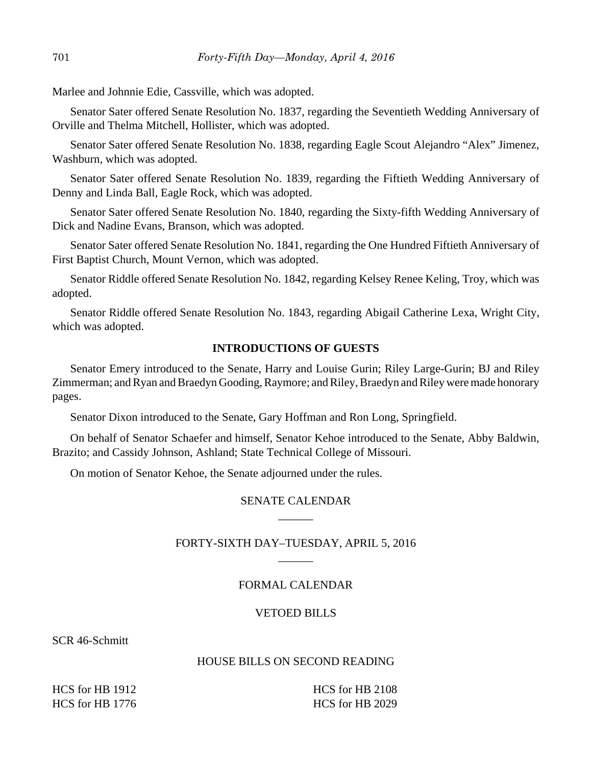Marlee and Johnnie Edie, Cassville, which was adopted.

Senator Sater offered Senate Resolution No. 1837, regarding the Seventieth Wedding Anniversary of Orville and Thelma Mitchell, Hollister, which was adopted.

Senator Sater offered Senate Resolution No. 1838, regarding Eagle Scout Alejandro "Alex" Jimenez, Washburn, which was adopted.

Senator Sater offered Senate Resolution No. 1839, regarding the Fiftieth Wedding Anniversary of Denny and Linda Ball, Eagle Rock, which was adopted.

Senator Sater offered Senate Resolution No. 1840, regarding the Sixty-fifth Wedding Anniversary of Dick and Nadine Evans, Branson, which was adopted.

Senator Sater offered Senate Resolution No. 1841, regarding the One Hundred Fiftieth Anniversary of First Baptist Church, Mount Vernon, which was adopted.

Senator Riddle offered Senate Resolution No. 1842, regarding Kelsey Renee Keling, Troy, which was adopted.

Senator Riddle offered Senate Resolution No. 1843, regarding Abigail Catherine Lexa, Wright City, which was adopted.

## INTRODUCTIONS OF GUESTS

Senator Emery introduced to the Senate, Harry and Louise Gurin; Riley Large-Gurin; BJ and Riley Zimmerman; and Ryan and Braedyn Gooding, Raymore; and Riley, Braedyn and Riley were made honorary pages.

Senator Dixon introduced to the Senate, Gary Hoffman and Ron Long, Springfield.

On behalf of Senator Schaefer and himself, Senator Kehoe introduced to the Senate, Abby Baldwin, Brazito; and Cassidy Johnson, Ashland; State Technical College of Missouri.

On motion of Senator Kehoe, the Senate adjourned under the rules.

## SENATE CALENDAR

______

## FORTY-SIXTH DAY–TUESDAY, APRIL 5, 2016

______

### FORMAL CALENDAR

### VETOED BILLS

SCR 46-Schmitt

### HOUSE BILLS ON SECOND READING

HCS for HB 1912
HCS for HB 1776
HCS for HB 2108
HCS for HB 2029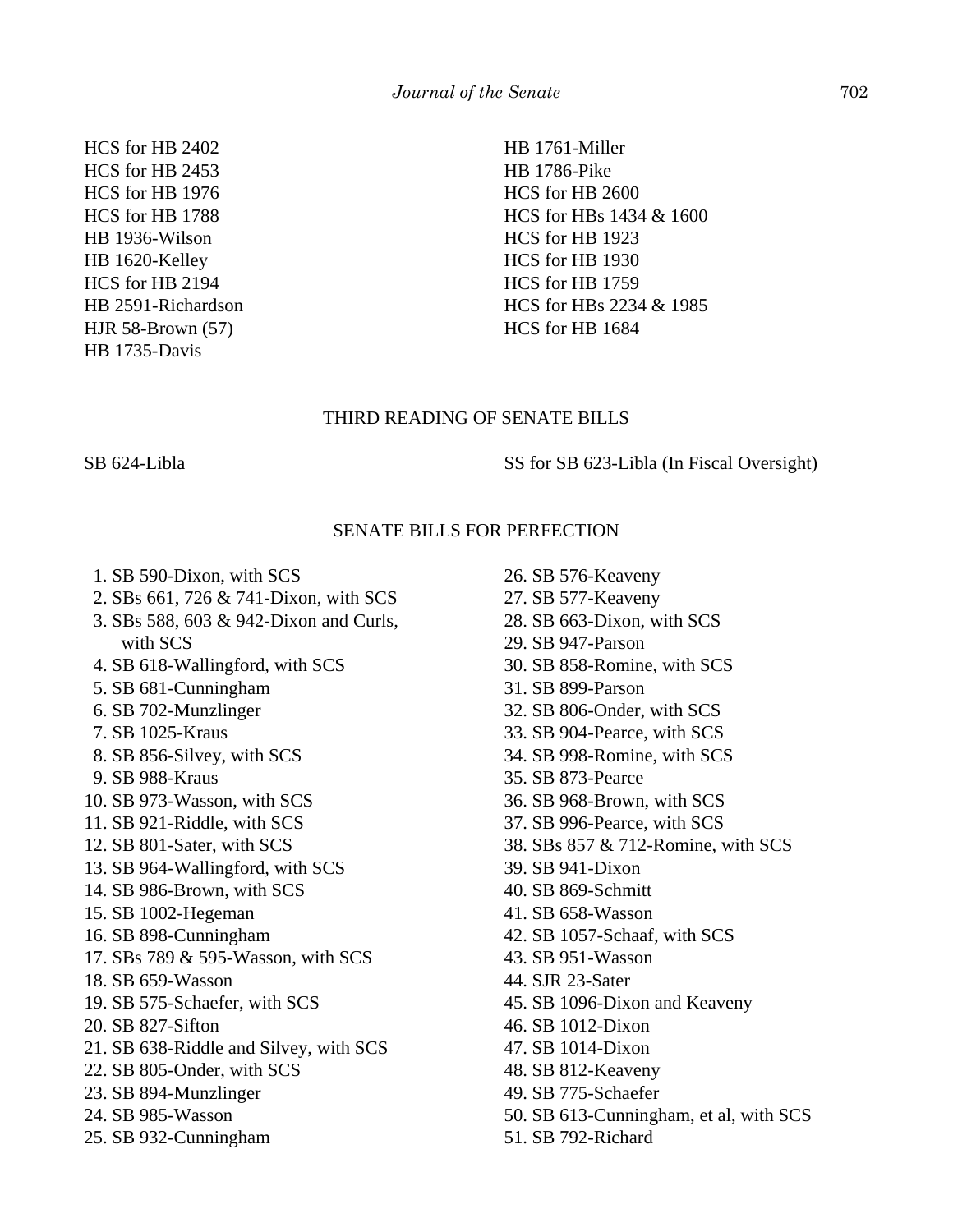HCS for HB 2402
HCS for HB 2453
HCS for HB 1976
HCS for HB 1788
HB 1936-Wilson
HB 1620-Kelley
HCS for HB 2194
HB 2591-Richardson
HJR 58-Brown (57)
HB 1735-Davis
HB 1761-Miller
HB 1786-Pike
HCS for HB 2600
HCS for HBs 1434 & 1600
HCS for HB 1923
HCS for HB 1930
HCS for HB 1759
HCS for HBs 2234 & 1985
HCS for HB 1684

## THIRD READING OF SENATE BILLS

SB 624-Libla
SS for SB 623-Libla (In Fiscal Oversight)

## SENATE BILLS FOR PERFECTION

1. SB 590-Dixon, with SCS
2. SBs 661, 726 & 741-Dixon, with SCS
3. SBs 588, 603 & 942-Dixon and Curls, with SCS
4. SB 618-Wallingford, with SCS
5. SB 681-Cunningham
6. SB 702-Munzlinger
7. SB 1025-Kraus
8. SB 856-Silvey, with SCS
9. SB 988-Kraus
10. SB 973-Wasson, with SCS
11. SB 921-Riddle, with SCS
12. SB 801-Sater, with SCS
13. SB 964-Wallingford, with SCS
14. SB 986-Brown, with SCS
15. SB 1002-Hegeman
16. SB 898-Cunningham
17. SBs 789 & 595-Wasson, with SCS
18. SB 659-Wasson
19. SB 575-Schaefer, with SCS
20. SB 827-Sifton
21. SB 638-Riddle and Silvey, with SCS
22. SB 805-Onder, with SCS
23. SB 894-Munzlinger
24. SB 985-Wasson
25. SB 932-Cunningham
26. SB 576-Keaveny
27. SB 577-Keaveny
28. SB 663-Dixon, with SCS
29. SB 947-Parson
30. SB 858-Romine, with SCS
31. SB 899-Parson
32. SB 806-Onder, with SCS
33. SB 904-Pearce, with SCS
34. SB 998-Romine, with SCS
35. SB 873-Pearce
36. SB 968-Brown, with SCS
37. SB 996-Pearce, with SCS
38. SBs 857 & 712-Romine, with SCS
39. SB 941-Dixon
40. SB 869-Schmitt
41. SB 658-Wasson
42. SB 1057-Schaaf, with SCS
43. SB 951-Wasson
44. SJR 23-Sater
45. SB 1096-Dixon and Keaveny
46. SB 1012-Dixon
47. SB 1014-Dixon
48. SB 812-Keaveny
49. SB 775-Schaefer
50. SB 613-Cunningham, et al, with SCS
51. SB 792-Richard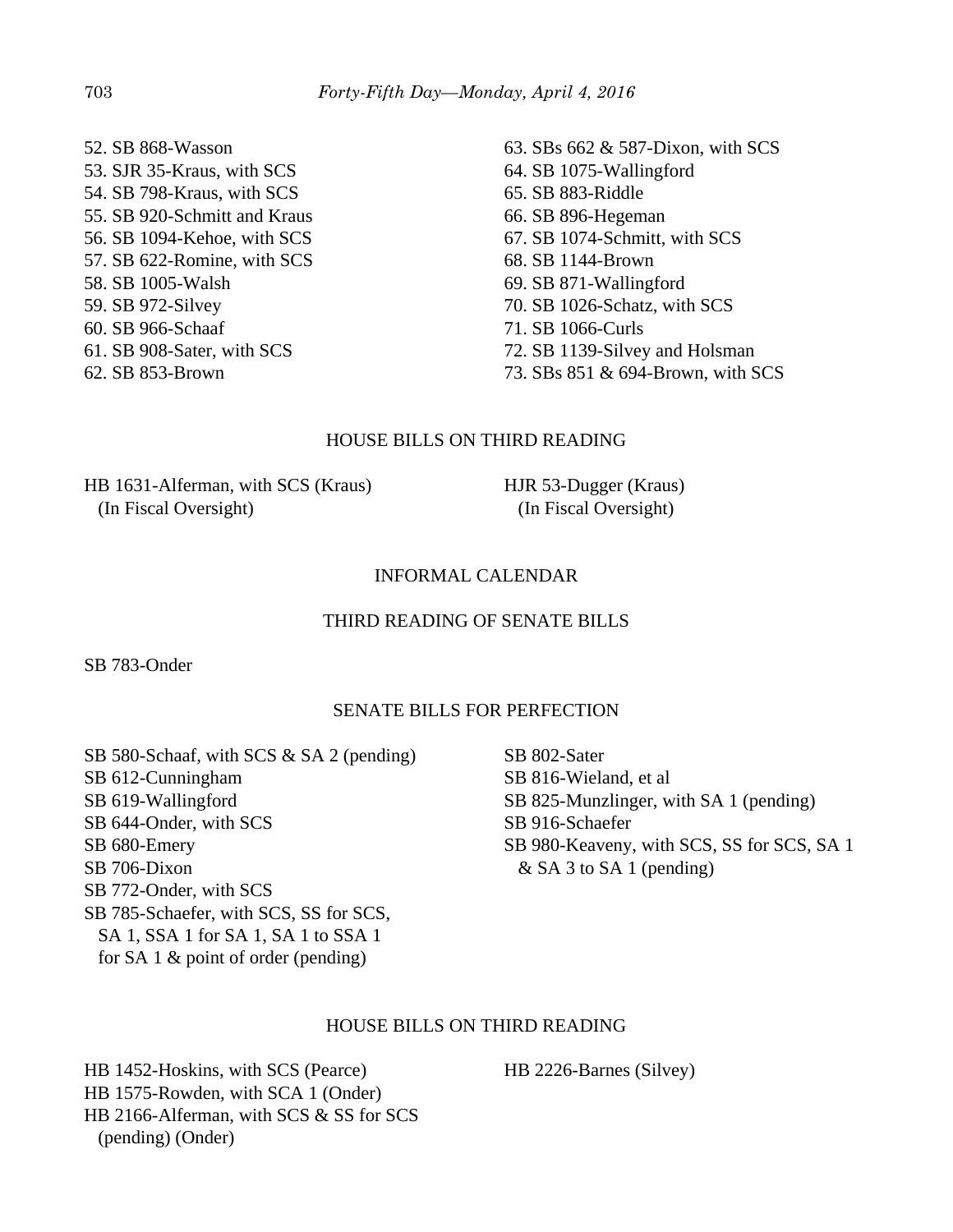52. SB 868-Wasson
53. SJR 35-Kraus, with SCS
54. SB 798-Kraus, with SCS
55. SB 920-Schmitt and Kraus
56. SB 1094-Kehoe, with SCS
57. SB 622-Romine, with SCS
58. SB 1005-Walsh
59. SB 972-Silvey
60. SB 966-Schaaf
61. SB 908-Sater, with SCS
62. SB 853-Brown
63. SBs 662 & 587-Dixon, with SCS
64. SB 1075-Wallingford
65. SB 883-Riddle
66. SB 896-Hegeman
67. SB 1074-Schmitt, with SCS
68. SB 1144-Brown
69. SB 871-Wallingford
70. SB 1026-Schatz, with SCS
71. SB 1066-Curls
72. SB 1139-Silvey and Holsman
73. SBs 851 & 694-Brown, with SCS

## HOUSE BILLS ON THIRD READING

HB 1631-Alferman, with SCS (Kraus)
(In Fiscal Oversight)

HJR 53-Dugger (Kraus)
(In Fiscal Oversight)

## INFORMAL CALENDAR

## THIRD READING OF SENATE BILLS

SB 783-Onder

## SENATE BILLS FOR PERFECTION

SB 580-Schaaf, with SCS & SA 2 (pending)
SB 612-Cunningham
SB 619-Wallingford
SB 644-Onder, with SCS
SB 680-Emery
SB 706-Dixon
SB 772-Onder, with SCS
SB 785-Schaefer, with SCS, SS for SCS, SA 1, SSA 1 for SA 1, SA 1 to SSA 1 for SA 1 & point of order (pending)
SB 802-Sater
SB 816-Wieland, et al
SB 825-Munzlinger, with SA 1 (pending)
SB 916-Schaefer
SB 980-Keaveny, with SCS, SS for SCS, SA 1 & SA 3 to SA 1 (pending)

## HOUSE BILLS ON THIRD READING

HB 1452-Hoskins, with SCS (Pearce)
HB 1575-Rowden, with SCA 1 (Onder)
HB 2166-Alferman, with SCS & SS for SCS (pending) (Onder)
HB 2226-Barnes (Silvey)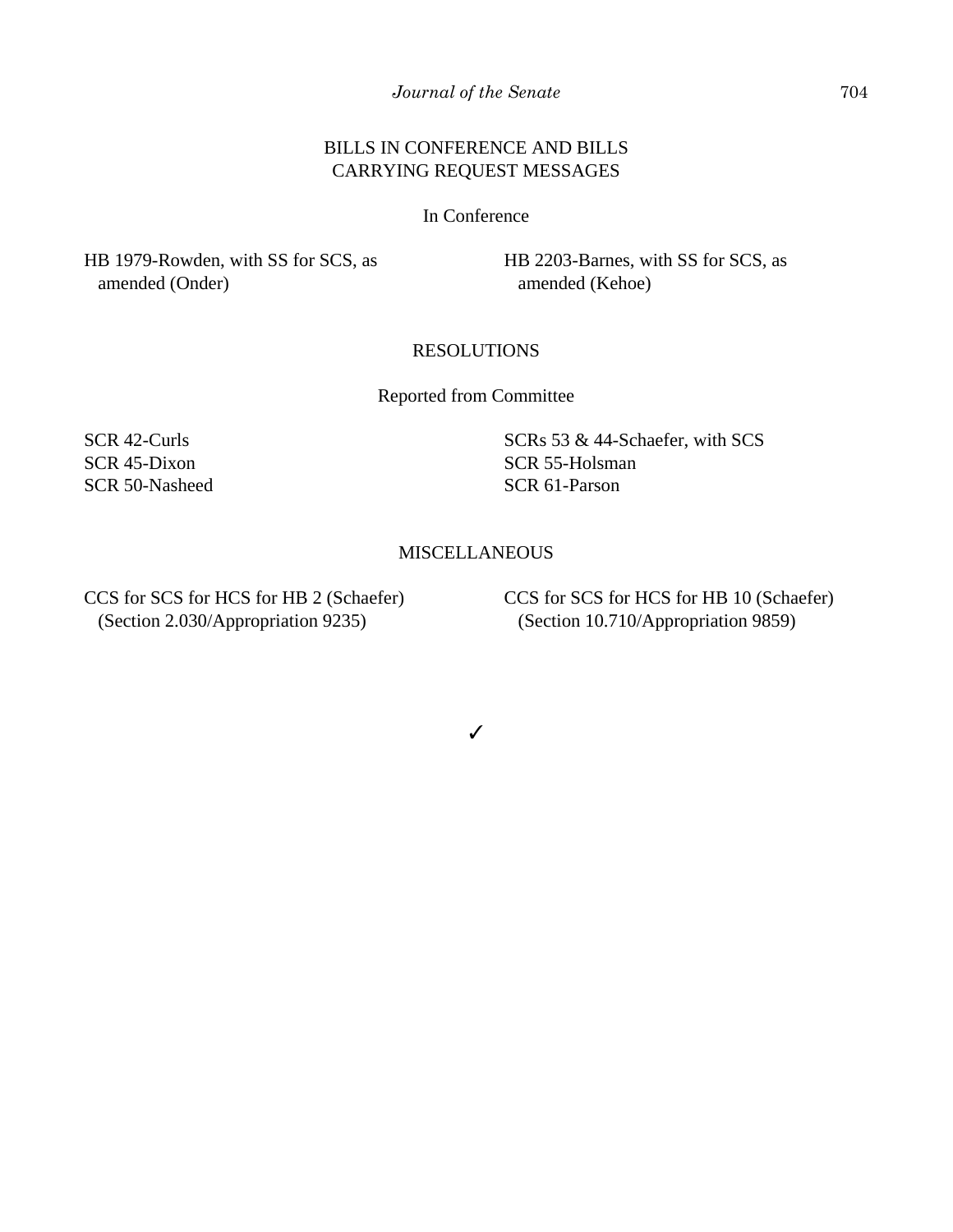## BILLS IN CONFERENCE AND BILLS CARRYING REQUEST MESSAGES

### In Conference

HB 1979-Rowden, with SS for SCS, as amended (Onder)

HB 2203-Barnes, with SS for SCS, as amended (Kehoe)

## RESOLUTIONS

### Reported from Committee

SCR 42-Curls
SCR 45-Dixon
SCR 50-Nasheed
SCRs 53 & 44-Schaefer, with SCS
SCR 55-Holsman
SCR 61-Parson

## MISCELLANEOUS

CCS for SCS for HCS for HB 2 (Schaefer) (Section 2.030/Appropriation 9235)

CCS for SCS for HCS for HB 10 (Schaefer) (Section 10.710/Appropriation 9859)

✓